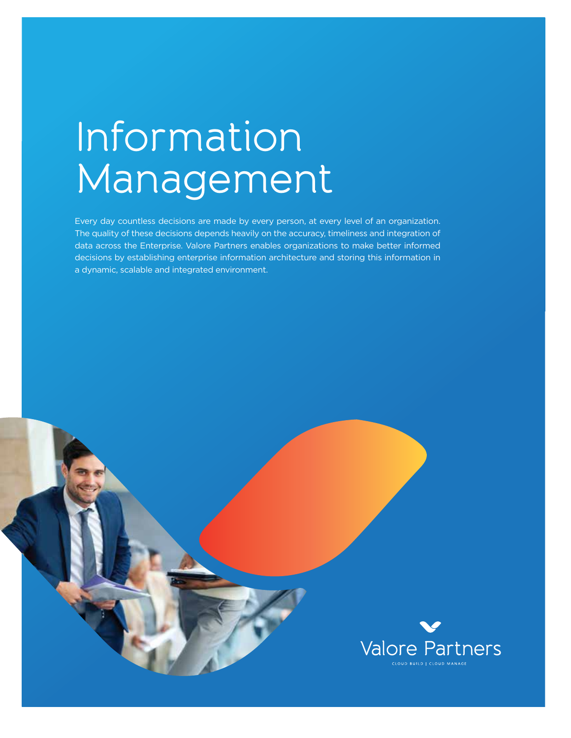# Information Management

Every day countless decisions are made by every person, at every level of an organization. The quality of these decisions depends heavily on the accuracy, timeliness and integration of data across the Enterprise. Valore Partners enables organizations to make better informed decisions by establishing enterprise information architecture and storing this information in a dynamic, scalable and integrated environment.

Valore Partners

CLOUD BUILD | CLOUD MANAGE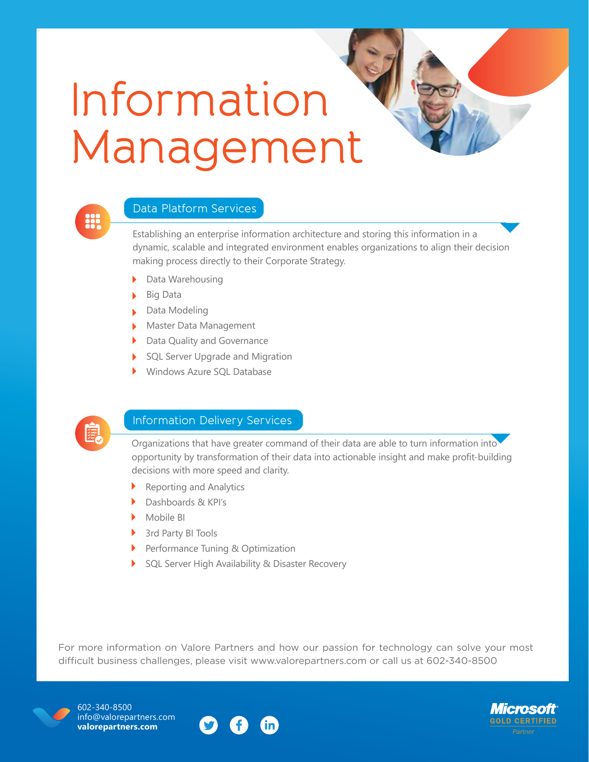# Information Management

## Data Platform Services

Establishing an enterprise information architecture and storing this information in a dynamic, scalable and integrated environment enables organizations to align their decision making process directly to their Corporate Strategy.

- Data Warehousing
- Big Data
- Data Modeling
- Master Data Management
- Data Quality and Governance
- SQL Server Upgrade and Migration
- Windows Azure SQL Database

## Information Delivery Services

Organizations that have greater command of their data are able to turn information into opportunity by transformation of their data into actionable insight and make profit-building decisions with more speed and clarity.

- Reporting and Analytics
- Dashboards & KPI's
- Mobile BI
- 3rd Party BI Tools
- Performance Tuning & Optimization
- SQL Server High Availability & Disaster Recovery

For more information on Valore Partners and how our passion for technology can solve your most difficult business challenges, please visit www.valorepartners.com or call us at 602-340-8500

602-340-8500
info@valorepartners.com
**valorepartners.com**

Microsoft GOLD CERTIFIED Partner